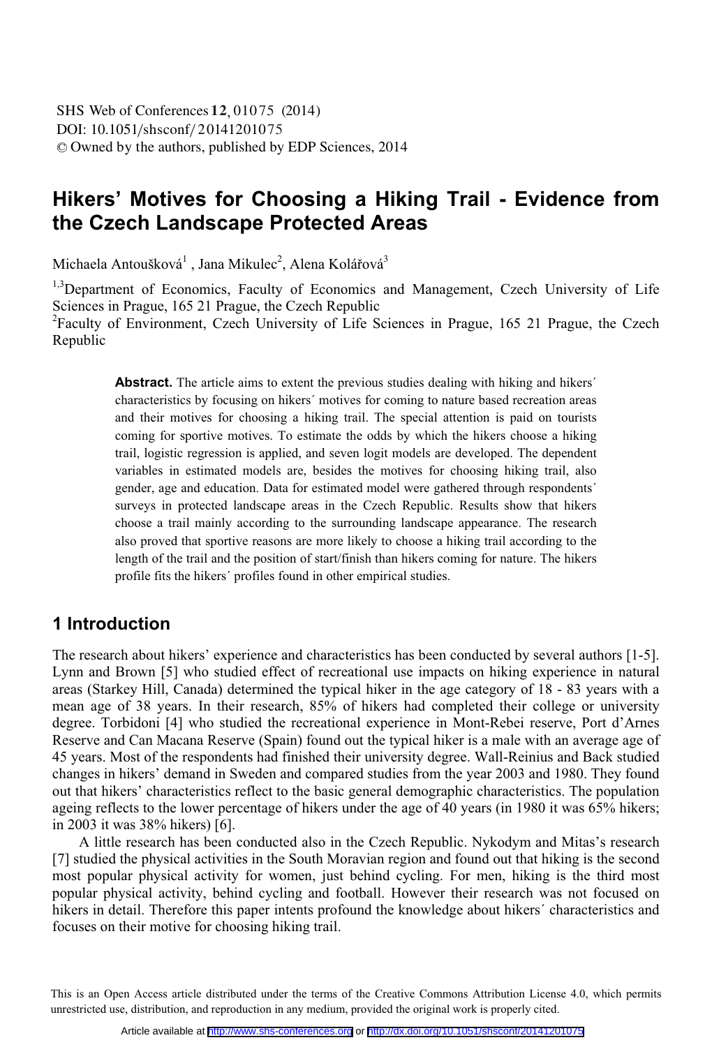# Hikers' Motives for Choosing a Hiking Trail - Evidence from the Czech Landscape Protected Areas

Michaela Antoušková[1] , Jana Mikulec[2], Alena Kolářová[3]

[1,3]Department of Economics, Faculty of Economics and Management, Czech University of Life Sciences in Prague, 165 21 Prague, the Czech Republic

[2]Faculty of Environment, Czech University of Life Sciences in Prague, 165 21 Prague, the Czech Republic

**Abstract.** The article aims to extent the previous studies dealing with hiking and hikers´ characteristics by focusing on hikers´ motives for coming to nature based recreation areas and their motives for choosing a hiking trail. The special attention is paid on tourists coming for sportive motives. To estimate the odds by which the hikers choose a hiking trail, logistic regression is applied, and seven logit models are developed. The dependent variables in estimated models are, besides the motives for choosing hiking trail, also gender, age and education. Data for estimated model were gathered through respondents´ surveys in protected landscape areas in the Czech Republic. Results show that hikers choose a trail mainly according to the surrounding landscape appearance. The research also proved that sportive reasons are more likely to choose a hiking trail according to the length of the trail and the position of start/finish than hikers coming for nature. The hikers profile fits the hikers´ profiles found in other empirical studies.

## 1 Introduction

The research about hikers' experience and characteristics has been conducted by several authors [1-5]. Lynn and Brown [5] who studied effect of recreational use impacts on hiking experience in natural areas (Starkey Hill, Canada) determined the typical hiker in the age category of 18 - 83 years with a mean age of 38 years. In their research, 85% of hikers had completed their college or university degree. Torbidoni [4] who studied the recreational experience in Mont-Rebei reserve, Port d'Arnes Reserve and Can Macana Reserve (Spain) found out the typical hiker is a male with an average age of 45 years. Most of the respondents had finished their university degree. Wall-Reinius and Back studied changes in hikers' demand in Sweden and compared studies from the year 2003 and 1980. They found out that hikers' characteristics reflect to the basic general demographic characteristics. The population ageing reflects to the lower percentage of hikers under the age of 40 years (in 1980 it was 65% hikers; in 2003 it was 38% hikers) [6].

A little research has been conducted also in the Czech Republic. Nykodym and Mitas's research [7] studied the physical activities in the South Moravian region and found out that hiking is the second most popular physical activity for women, just behind cycling. For men, hiking is the third most popular physical activity, behind cycling and football. However their research was not focused on hikers in detail. Therefore this paper intents profound the knowledge about hikers´ characteristics and focuses on their motive for choosing hiking trail.

This is an Open Access article distributed under the terms of the Creative Commons Attribution License 4.0, which permits unrestricted use, distribution, and reproduction in any medium, provided the original work is properly cited.

Article available at http://www.shs-conferences.org or http://dx.doi.org/10.1051/shsconf/20141201075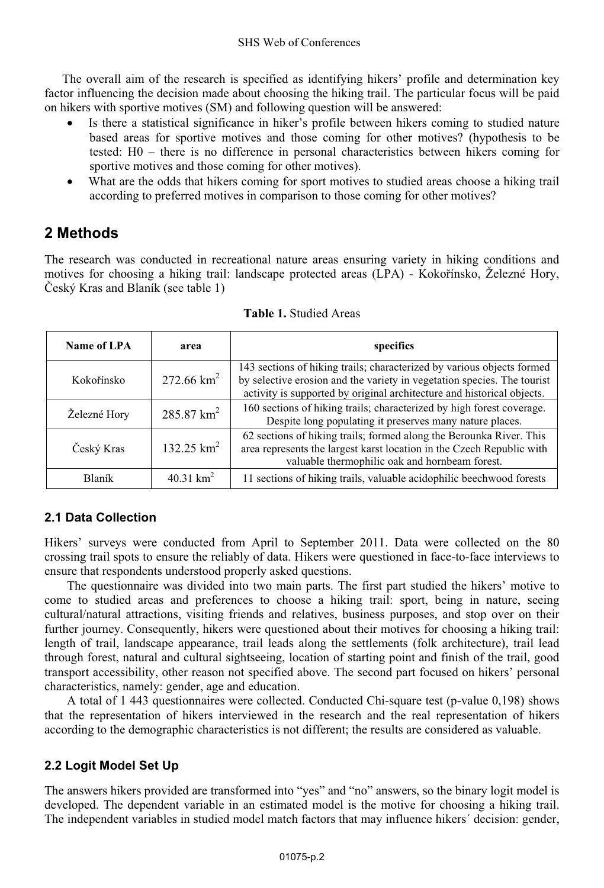The overall aim of the research is specified as identifying hikers' profile and determination key factor influencing the decision made about choosing the hiking trail. The particular focus will be paid on hikers with sportive motives (SM) and following question will be answered:

- Is there a statistical significance in hiker's profile between hikers coming to studied nature based areas for sportive motives and those coming for other motives? (hypothesis to be tested: H0 – there is no difference in personal characteristics between hikers coming for sportive motives and those coming for other motives).
- What are the odds that hikers coming for sport motives to studied areas choose a hiking trail according to preferred motives in comparison to those coming for other motives?

## 2 Methods

The research was conducted in recreational nature areas ensuring variety in hiking conditions and motives for choosing a hiking trail: landscape protected areas (LPA) - Kokořínsko, Železné Hory, Český Kras and Blaník (see table 1)

**Table 1.** Studied Areas

| Name of LPA | area | specifics |
|---|---|---|
| Kokořínsko | 272.66 km$^2$ | 143 sections of hiking trails; characterized by various objects formed by selective erosion and the variety in vegetation species. The tourist activity is supported by original architecture and historical objects. |
| Železné Hory | 285.87 km$^2$ | 160 sections of hiking trails; characterized by high forest coverage. Despite long populating it preserves many nature places. |
| Český Kras | 132.25 km$^2$ | 62 sections of hiking trails; formed along the Berounka River. This area represents the largest karst location in the Czech Republic with valuable thermophilic oak and hornbeam forest. |
| Blaník | 40.31 km$^2$ | 11 sections of hiking trails, valuable acidophilic beechwood forests |

### 2.1 Data Collection

Hikers' surveys were conducted from April to September 2011. Data were collected on the 80 crossing trail spots to ensure the reliably of data. Hikers were questioned in face-to-face interviews to ensure that respondents understood properly asked questions.

The questionnaire was divided into two main parts. The first part studied the hikers' motive to come to studied areas and preferences to choose a hiking trail: sport, being in nature, seeing cultural/natural attractions, visiting friends and relatives, business purposes, and stop over on their further journey. Consequently, hikers were questioned about their motives for choosing a hiking trail: length of trail, landscape appearance, trail leads along the settlements (folk architecture), trail lead through forest, natural and cultural sightseeing, location of starting point and finish of the trail, good transport accessibility, other reason not specified above. The second part focused on hikers' personal characteristics, namely: gender, age and education.

A total of 1 443 questionnaires were collected. Conducted Chi-square test (p-value 0,198) shows that the representation of hikers interviewed in the research and the real representation of hikers according to the demographic characteristics is not different; the results are considered as valuable.

### 2.2 Logit Model Set Up

The answers hikers provided are transformed into "yes" and "no" answers, so the binary logit model is developed. The dependent variable in an estimated model is the motive for choosing a hiking trail. The independent variables in studied model match factors that may influence hikers´ decision: gender,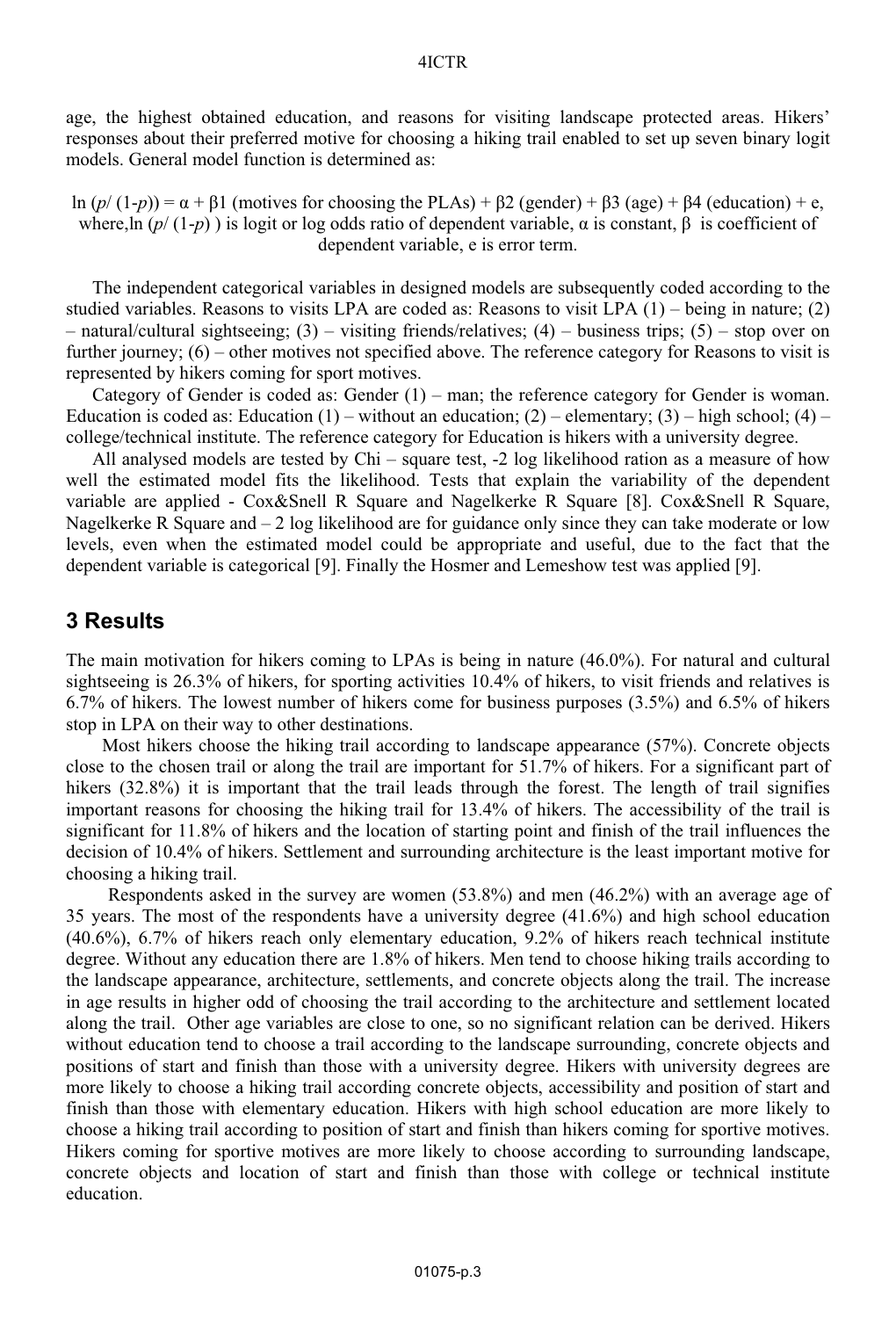age, the highest obtained education, and reasons for visiting landscape protected areas. Hikers' responses about their preferred motive for choosing a hiking trail enabled to set up seven binary logit models. General model function is determined as:

$$\ln (p/(1-p)) = \alpha + \beta 1 \text{ (motives for choosing the PLAs)} + \beta 2 \text{ (gender)} + \beta 3 \text{ (age)} + \beta 4 \text{ (education)} + e,$$

where, $\ln (p/(1-p))$ is logit or log odds ratio of dependent variable, $\alpha$ is constant, $\beta$ is coefficient of dependent variable, e is error term.

The independent categorical variables in designed models are subsequently coded according to the studied variables. Reasons to visits LPA are coded as: Reasons to visit LPA (1) – being in nature; (2) – natural/cultural sightseeing; (3) – visiting friends/relatives; (4) – business trips; (5) – stop over on further journey; (6) – other motives not specified above. The reference category for Reasons to visit is represented by hikers coming for sport motives.

Category of Gender is coded as: Gender (1) – man; the reference category for Gender is woman. Education is coded as: Education (1) – without an education; (2) – elementary; (3) – high school; (4) – college/technical institute. The reference category for Education is hikers with a university degree.

All analysed models are tested by Chi – square test, -2 log likelihood ration as a measure of how well the estimated model fits the likelihood. Tests that explain the variability of the dependent variable are applied - Cox&Snell R Square and Nagelkerke R Square [8]. Cox&Snell R Square, Nagelkerke R Square and – 2 log likelihood are for guidance only since they can take moderate or low levels, even when the estimated model could be appropriate and useful, due to the fact that the dependent variable is categorical [9]. Finally the Hosmer and Lemeshow test was applied [9].

## 3 Results

The main motivation for hikers coming to LPAs is being in nature (46.0%). For natural and cultural sightseeing is 26.3% of hikers, for sporting activities 10.4% of hikers, to visit friends and relatives is 6.7% of hikers. The lowest number of hikers come for business purposes (3.5%) and 6.5% of hikers stop in LPA on their way to other destinations.

Most hikers choose the hiking trail according to landscape appearance (57%). Concrete objects close to the chosen trail or along the trail are important for 51.7% of hikers. For a significant part of hikers (32.8%) it is important that the trail leads through the forest. The length of trail signifies important reasons for choosing the hiking trail for 13.4% of hikers. The accessibility of the trail is significant for 11.8% of hikers and the location of starting point and finish of the trail influences the decision of 10.4% of hikers. Settlement and surrounding architecture is the least important motive for choosing a hiking trail.

Respondents asked in the survey are women (53.8%) and men (46.2%) with an average age of 35 years. The most of the respondents have a university degree (41.6%) and high school education (40.6%), 6.7% of hikers reach only elementary education, 9.2% of hikers reach technical institute degree. Without any education there are 1.8% of hikers. Men tend to choose hiking trails according to the landscape appearance, architecture, settlements, and concrete objects along the trail. The increase in age results in higher odd of choosing the trail according to the architecture and settlement located along the trail. Other age variables are close to one, so no significant relation can be derived. Hikers without education tend to choose a trail according to the landscape surrounding, concrete objects and positions of start and finish than those with a university degree. Hikers with university degrees are more likely to choose a hiking trail according concrete objects, accessibility and position of start and finish than those with elementary education. Hikers with high school education are more likely to choose a hiking trail according to position of start and finish than hikers coming for sportive motives. Hikers coming for sportive motives are more likely to choose according to surrounding landscape, concrete objects and location of start and finish than those with college or technical institute education.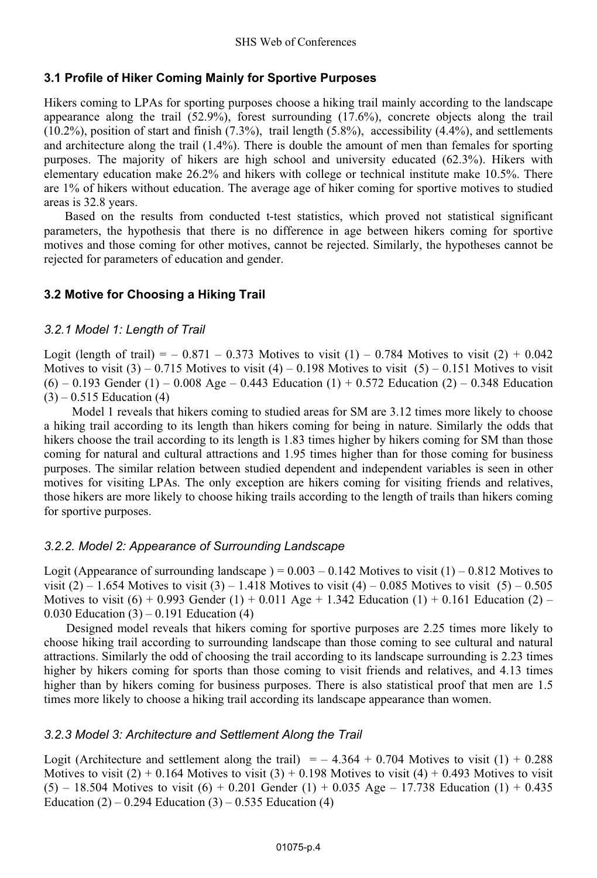### 3.1 Profile of Hiker Coming Mainly for Sportive Purposes

Hikers coming to LPAs for sporting purposes choose a hiking trail mainly according to the landscape appearance along the trail (52.9%), forest surrounding (17.6%), concrete objects along the trail (10.2%), position of start and finish (7.3%), trail length (5.8%), accessibility (4.4%), and settlements and architecture along the trail (1.4%). There is double the amount of men than females for sporting purposes. The majority of hikers are high school and university educated (62.3%). Hikers with elementary education make 26.2% and hikers with college or technical institute make 10.5%. There are 1% of hikers without education. The average age of hiker coming for sportive motives to studied areas is 32.8 years.

Based on the results from conducted t-test statistics, which proved not statistical significant parameters, the hypothesis that there is no difference in age between hikers coming for sportive motives and those coming for other motives, cannot be rejected. Similarly, the hypotheses cannot be rejected for parameters of education and gender.

### 3.2 Motive for Choosing a Hiking Trail

#### *3.2.1 Model 1: Length of Trail*

Logit (length of trail) = – 0.871 – 0.373 Motives to visit (1) – 0.784 Motives to visit (2) + 0.042 Motives to visit (3) – 0.715 Motives to visit (4) – 0.198 Motives to visit (5) – 0.151 Motives to visit (6) – 0.193 Gender (1) – 0.008 Age – 0.443 Education (1) + 0.572 Education (2) – 0.348 Education (3) – 0.515 Education (4)

Model 1 reveals that hikers coming to studied areas for SM are 3.12 times more likely to choose a hiking trail according to its length than hikers coming for being in nature. Similarly the odds that hikers choose the trail according to its length is 1.83 times higher by hikers coming for SM than those coming for natural and cultural attractions and 1.95 times higher than for those coming for business purposes. The similar relation between studied dependent and independent variables is seen in other motives for visiting LPAs. The only exception are hikers coming for visiting friends and relatives, those hikers are more likely to choose hiking trails according to the length of trails than hikers coming for sportive purposes.

#### *3.2.2. Model 2: Appearance of Surrounding Landscape*

Logit (Appearance of surrounding landscape ) = 0.003 – 0.142 Motives to visit (1) – 0.812 Motives to visit (2) – 1.654 Motives to visit (3) – 1.418 Motives to visit (4) – 0.085 Motives to visit (5) – 0.505 Motives to visit (6) + 0.993 Gender (1) + 0.011 Age + 1.342 Education (1) + 0.161 Education (2) – 0.030 Education (3) – 0.191 Education (4)

Designed model reveals that hikers coming for sportive purposes are 2.25 times more likely to choose hiking trail according to surrounding landscape than those coming to see cultural and natural attractions. Similarly the odd of choosing the trail according to its landscape surrounding is 2.23 times higher by hikers coming for sports than those coming to visit friends and relatives, and 4.13 times higher than by hikers coming for business purposes. There is also statistical proof that men are 1.5 times more likely to choose a hiking trail according its landscape appearance than women.

#### *3.2.3 Model 3: Architecture and Settlement Along the Trail*

Logit (Architecture and settlement along the trail) = – 4.364 + 0.704 Motives to visit (1) + 0.288 Motives to visit (2) + 0.164 Motives to visit (3) + 0.198 Motives to visit (4) + 0.493 Motives to visit (5) – 18.504 Motives to visit (6) + 0.201 Gender (1) + 0.035 Age – 17.738 Education (1) + 0.435 Education (2) – 0.294 Education (3) – 0.535 Education (4)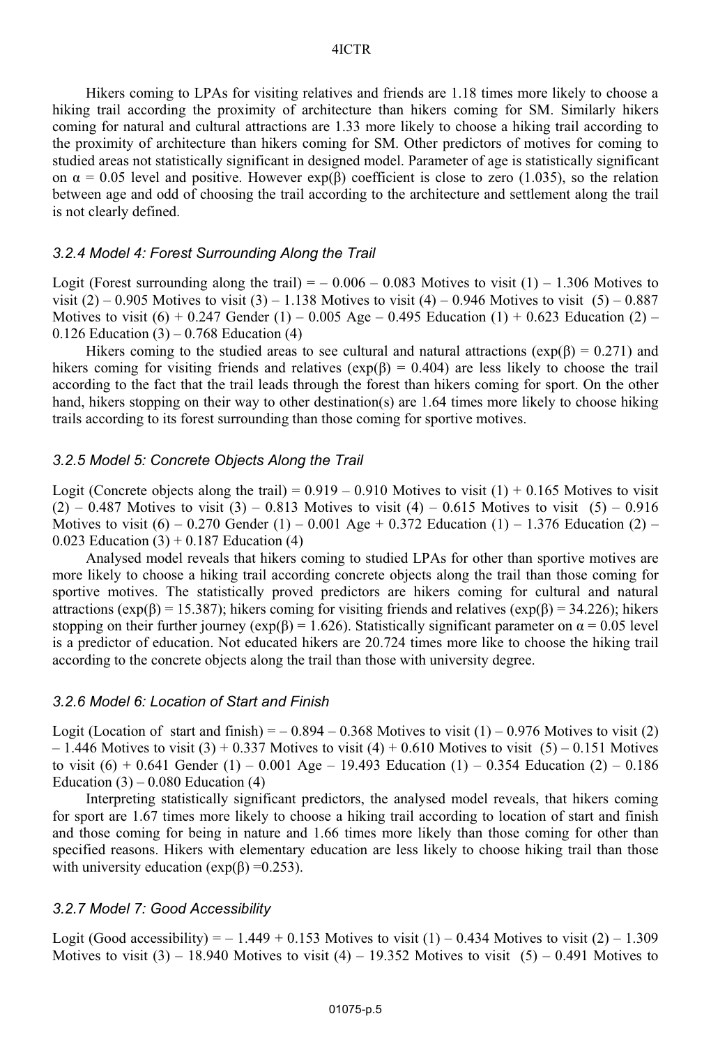Hikers coming to LPAs for visiting relatives and friends are 1.18 times more likely to choose a hiking trail according the proximity of architecture than hikers coming for SM. Similarly hikers coming for natural and cultural attractions are 1.33 more likely to choose a hiking trail according to the proximity of architecture than hikers coming for SM. Other predictors of motives for coming to studied areas not statistically significant in designed model. Parameter of age is statistically significant on $\alpha = 0.05$ level and positive. However $\exp(\beta)$ coefficient is close to zero (1.035), so the relation between age and odd of choosing the trail according to the architecture and settlement along the trail is not clearly defined.

### *3.2.4 Model 4: Forest Surrounding Along the Trail*

Logit (Forest surrounding along the trail) = – 0.006 – 0.083 Motives to visit (1) – 1.306 Motives to visit (2) – 0.905 Motives to visit (3) – 1.138 Motives to visit (4) – 0.946 Motives to visit (5) – 0.887 Motives to visit (6) + 0.247 Gender (1) – 0.005 Age – 0.495 Education (1) + 0.623 Education (2) – 0.126 Education (3) – 0.768 Education (4)

Hikers coming to the studied areas to see cultural and natural attractions ($\exp(\beta) = 0.271$) and hikers coming for visiting friends and relatives ($\exp(\beta) = 0.404$) are less likely to choose the trail according to the fact that the trail leads through the forest than hikers coming for sport. On the other hand, hikers stopping on their way to other destination(s) are 1.64 times more likely to choose hiking trails according to its forest surrounding than those coming for sportive motives.

### *3.2.5 Model 5: Concrete Objects Along the Trail*

Logit (Concrete objects along the trail) = 0.919 – 0.910 Motives to visit (1) + 0.165 Motives to visit (2) – 0.487 Motives to visit (3) – 0.813 Motives to visit (4) – 0.615 Motives to visit (5) – 0.916 Motives to visit (6) – 0.270 Gender (1) – 0.001 Age + 0.372 Education (1) – 1.376 Education (2) – 0.023 Education (3) + 0.187 Education (4)

Analysed model reveals that hikers coming to studied LPAs for other than sportive motives are more likely to choose a hiking trail according concrete objects along the trail than those coming for sportive motives. The statistically proved predictors are hikers coming for cultural and natural attractions ($\exp(\beta) = 15.387$); hikers coming for visiting friends and relatives ($\exp(\beta) = 34.226$); hikers stopping on their further journey ($\exp(\beta) = 1.626$). Statistically significant parameter on $\alpha = 0.05$ level is a predictor of education. Not educated hikers are 20.724 times more like to choose the hiking trail according to the concrete objects along the trail than those with university degree.

### *3.2.6 Model 6: Location of Start and Finish*

Logit (Location of start and finish) = – 0.894 – 0.368 Motives to visit (1) – 0.976 Motives to visit (2) – 1.446 Motives to visit (3) + 0.337 Motives to visit (4) + 0.610 Motives to visit (5) – 0.151 Motives to visit (6) + 0.641 Gender (1) – 0.001 Age – 19.493 Education (1) – 0.354 Education (2) – 0.186 Education (3) – 0.080 Education (4)

Interpreting statistically significant predictors, the analysed model reveals, that hikers coming for sport are 1.67 times more likely to choose a hiking trail according to location of start and finish and those coming for being in nature and 1.66 times more likely than those coming for other than specified reasons. Hikers with elementary education are less likely to choose hiking trail than those with university education ($\exp(\beta) = 0.253$).

### *3.2.7 Model 7: Good Accessibility*

Logit (Good accessibility) = – 1.449 + 0.153 Motives to visit (1) – 0.434 Motives to visit (2) – 1.309 Motives to visit (3) – 18.940 Motives to visit (4) – 19.352 Motives to visit (5) – 0.491 Motives to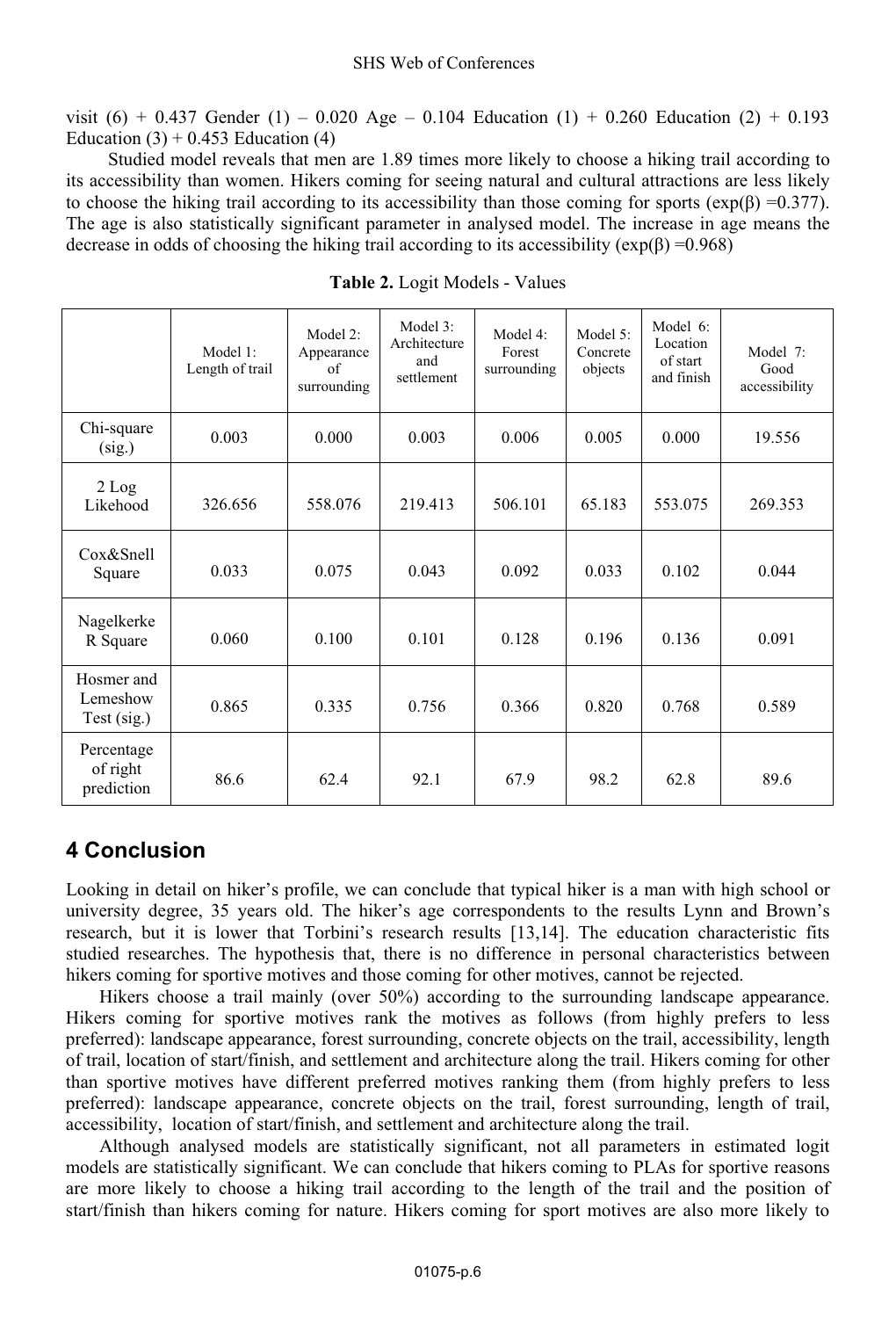visit (6) + 0.437 Gender (1) – 0.020 Age – 0.104 Education (1) + 0.260 Education (2) + 0.193 Education (3) + 0.453 Education (4)

Studied model reveals that men are 1.89 times more likely to choose a hiking trail according to its accessibility than women. Hikers coming for seeing natural and cultural attractions are less likely to choose the hiking trail according to its accessibility than those coming for sports (exp(β) =0.377). The age is also statistically significant parameter in analysed model. The increase in age means the decrease in odds of choosing the hiking trail according to its accessibility (exp(β) =0.968)

**Table 2.** Logit Models - Values

| | Model 1: Length of trail | Model 2: Appearance of surrounding | Model 3: Architecture and settlement | Model 4: Forest surrounding | Model 5: Concrete objects | Model 6: Location of start and finish | Model 7: Good accessibility |
|---|---|---|---|---|---|---|---|
| Chi-square (sig.) | 0.003 | 0.000 | 0.003 | 0.006 | 0.005 | 0.000 | 19.556 |
| 2 Log Likehood | 326.656 | 558.076 | 219.413 | 506.101 | 65.183 | 553.075 | 269.353 |
| Cox&Snell Square | 0.033 | 0.075 | 0.043 | 0.092 | 0.033 | 0.102 | 0.044 |
| Nagelkerke R Square | 0.060 | 0.100 | 0.101 | 0.128 | 0.196 | 0.136 | 0.091 |
| Hosmer and Lemeshow Test (sig.) | 0.865 | 0.335 | 0.756 | 0.366 | 0.820 | 0.768 | 0.589 |
| Percentage of right prediction | 86.6 | 62.4 | 92.1 | 67.9 | 98.2 | 62.8 | 89.6 |

## 4 Conclusion

Looking in detail on hiker's profile, we can conclude that typical hiker is a man with high school or university degree, 35 years old. The hiker's age correspondents to the results Lynn and Brown's research, but it is lower that Torbini's research results [13,14]. The education characteristic fits studied researches. The hypothesis that, there is no difference in personal characteristics between hikers coming for sportive motives and those coming for other motives, cannot be rejected.

Hikers choose a trail mainly (over 50%) according to the surrounding landscape appearance. Hikers coming for sportive motives rank the motives as follows (from highly prefers to less preferred): landscape appearance, forest surrounding, concrete objects on the trail, accessibility, length of trail, location of start/finish, and settlement and architecture along the trail. Hikers coming for other than sportive motives have different preferred motives ranking them (from highly prefers to less preferred): landscape appearance, concrete objects on the trail, forest surrounding, length of trail, accessibility, location of start/finish, and settlement and architecture along the trail.

Although analysed models are statistically significant, not all parameters in estimated logit models are statistically significant. We can conclude that hikers coming to PLAs for sportive reasons are more likely to choose a hiking trail according to the length of the trail and the position of start/finish than hikers coming for nature. Hikers coming for sport motives are also more likely to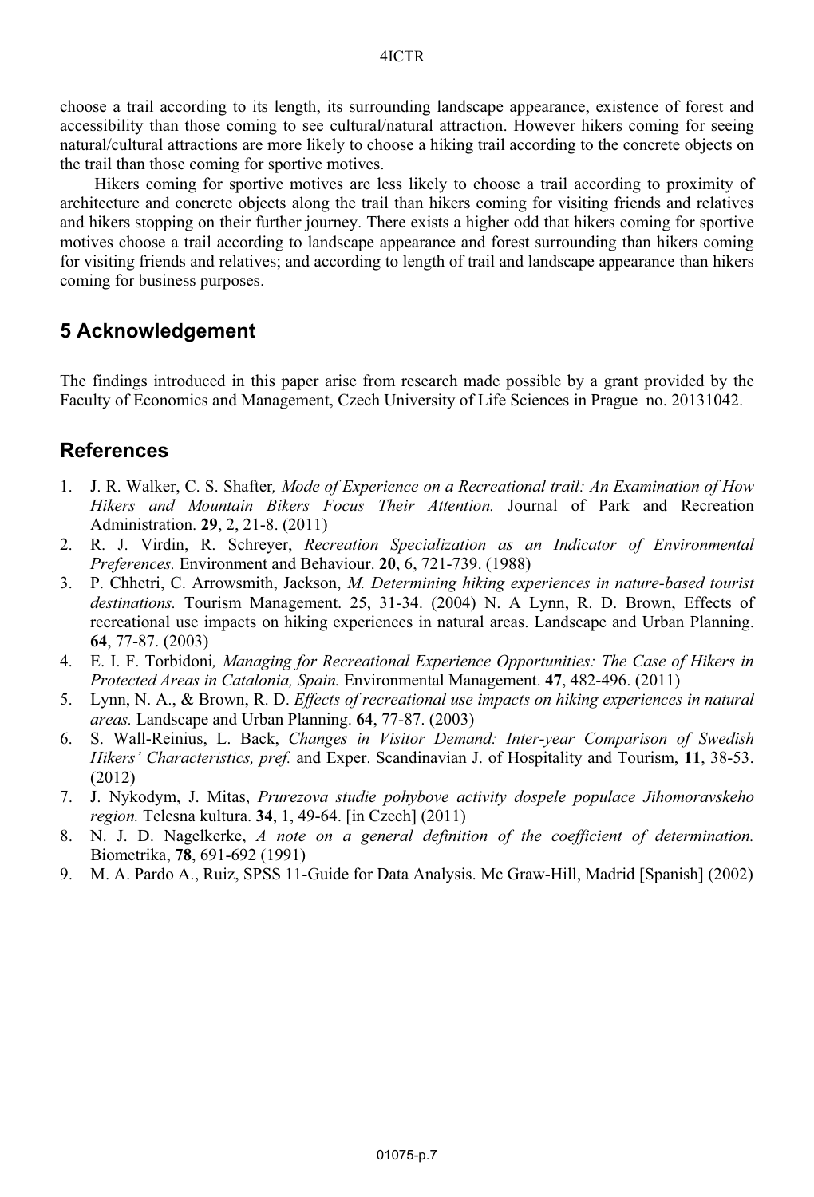choose a trail according to its length, its surrounding landscape appearance, existence of forest and accessibility than those coming to see cultural/natural attraction. However hikers coming for seeing natural/cultural attractions are more likely to choose a hiking trail according to the concrete objects on the trail than those coming for sportive motives.

Hikers coming for sportive motives are less likely to choose a trail according to proximity of architecture and concrete objects along the trail than hikers coming for visiting friends and relatives and hikers stopping on their further journey. There exists a higher odd that hikers coming for sportive motives choose a trail according to landscape appearance and forest surrounding than hikers coming for visiting friends and relatives; and according to length of trail and landscape appearance than hikers coming for business purposes.

## 5 Acknowledgement

The findings introduced in this paper arise from research made possible by a grant provided by the Faculty of Economics and Management, Czech University of Life Sciences in Prague no. 20131042.

## References

1. J. R. Walker, C. S. Shafter*, Mode of Experience on a Recreational trail: An Examination of How Hikers and Mountain Bikers Focus Their Attention.* Journal of Park and Recreation Administration. **29**, 2, 21-8. (2011)
2. R. J. Virdin, R. Schreyer, *Recreation Specialization as an Indicator of Environmental Preferences.* Environment and Behaviour. **20**, 6, 721-739. (1988)
3. P. Chhetri, C. Arrowsmith, Jackson, *M. Determining hiking experiences in nature-based tourist destinations.* Tourism Management. 25, 31-34. (2004) N. A Lynn, R. D. Brown, Effects of recreational use impacts on hiking experiences in natural areas. Landscape and Urban Planning. **64**, 77-87. (2003)
4. E. I. F. Torbidoni*, Managing for Recreational Experience Opportunities: The Case of Hikers in Protected Areas in Catalonia, Spain.* Environmental Management. **47**, 482-496. (2011)
5. Lynn, N. A., & Brown, R. D. *Effects of recreational use impacts on hiking experiences in natural areas.* Landscape and Urban Planning. **64**, 77-87. (2003)
6. S. Wall-Reinius, L. Back, *Changes in Visitor Demand: Inter-year Comparison of Swedish Hikers' Characteristics, pref.* and Exper. Scandinavian J. of Hospitality and Tourism, **11**, 38-53. (2012)
7. J. Nykodym, J. Mitas, *Prurezova studie pohybove activity dospele populace Jihomoravskeho region.* Telesna kultura. **34**, 1, 49-64. [in Czech] (2011)
8. N. J. D. Nagelkerke, *A note on a general definition of the coefficient of determination.* Biometrika, **78**, 691-692 (1991)
9. M. A. Pardo A., Ruiz, SPSS 11-Guide for Data Analysis. Mc Graw-Hill, Madrid [Spanish] (2002)